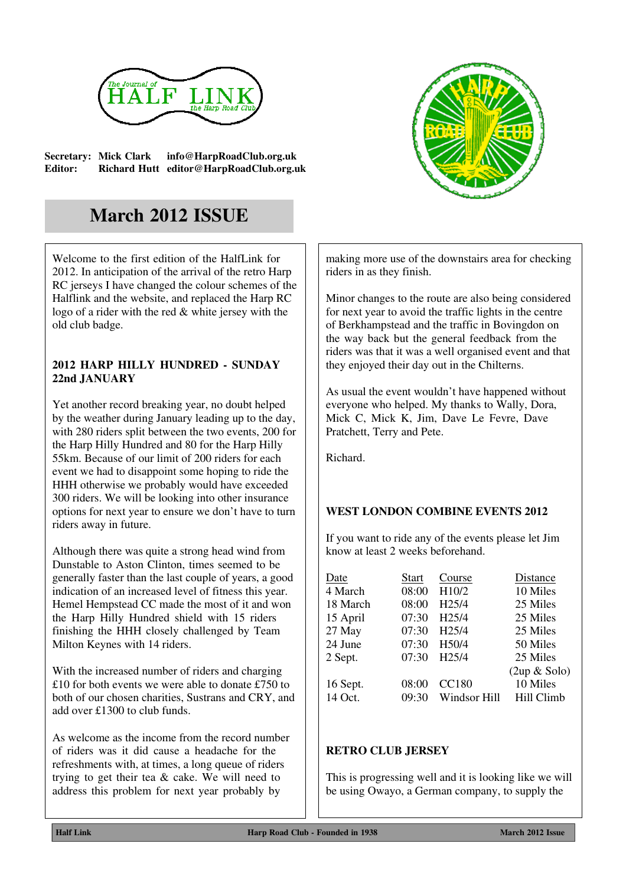# The Journal of HALF LINK the Harp Road Club

**Secretary:** **Mick Clark** **info@HarpRoadClub.org.uk**
**Editor:** **Richard Hutt** **editor@HarpRoadClub.org.uk**

## March 2012 ISSUE

Welcome to the first edition of the HalfLink for 2012. In anticipation of the arrival of the retro Harp RC jerseys I have changed the colour schemes of the Halflink and the website, and replaced the Harp RC logo of a rider with the red & white jersey with the old club badge.

### 2012 HARP HILLY HUNDRED - SUNDAY 22nd JANUARY

Yet another record breaking year, no doubt helped by the weather during January leading up to the day, with 280 riders split between the two events, 200 for the Harp Hilly Hundred and 80 for the Harp Hilly 55km. Because of our limit of 200 riders for each event we had to disappoint some hoping to ride the HHH otherwise we probably would have exceeded 300 riders. We will be looking into other insurance options for next year to ensure we don't have to turn riders away in future.

Although there was quite a strong head wind from Dunstable to Aston Clinton, times seemed to be generally faster than the last couple of years, a good indication of an increased level of fitness this year. Hemel Hempstead CC made the most of it and won the Harp Hilly Hundred shield with 15 riders finishing the HHH closely challenged by Team Milton Keynes with 14 riders.

With the increased number of riders and charging £10 for both events we were able to donate £750 to both of our chosen charities, Sustrans and CRY, and add over £1300 to club funds.

As welcome as the income from the record number of riders was it did cause a headache for the refreshments with, at times, a long queue of riders trying to get their tea & cake. We will need to address this problem for next year probably by making more use of the downstairs area for checking riders in as they finish.

Minor changes to the route are also being considered for next year to avoid the traffic lights in the centre of Berkhampstead and the traffic in Bovingdon on the way back but the general feedback from the riders was that it was a well organised event and that they enjoyed their day out in the Chilterns.

As usual the event wouldn't have happened without everyone who helped. My thanks to Wally, Dora, Mick C, Mick K, Jim, Dave Le Fevre, Dave Pratchett, Terry and Pete.

Richard.

### WEST LONDON COMBINE EVENTS 2012

If you want to ride any of the events please let Jim know at least 2 weeks beforehand.

| Date | Start | Course | Distance |
|---|---|---|---|
| 4 March | 08:00 | H10/2 | 10 Miles |
| 18 March | 08:00 | H25/4 | 25 Miles |
| 15 April | 07:30 | H25/4 | 25 Miles |
| 27 May | 07:30 | H25/4 | 25 Miles |
| 24 June | 07:30 | H50/4 | 50 Miles |
| 2 Sept. | 07:30 | H25/4 | 25 Miles (2up & Solo) |
| 16 Sept. | 08:00 | CC180 | 10 Miles |
| 14 Oct. | 09:30 | Windsor Hill | Hill Climb |

### RETRO CLUB JERSEY

This is progressing well and it is looking like we will be using Owayo, a German company, to supply the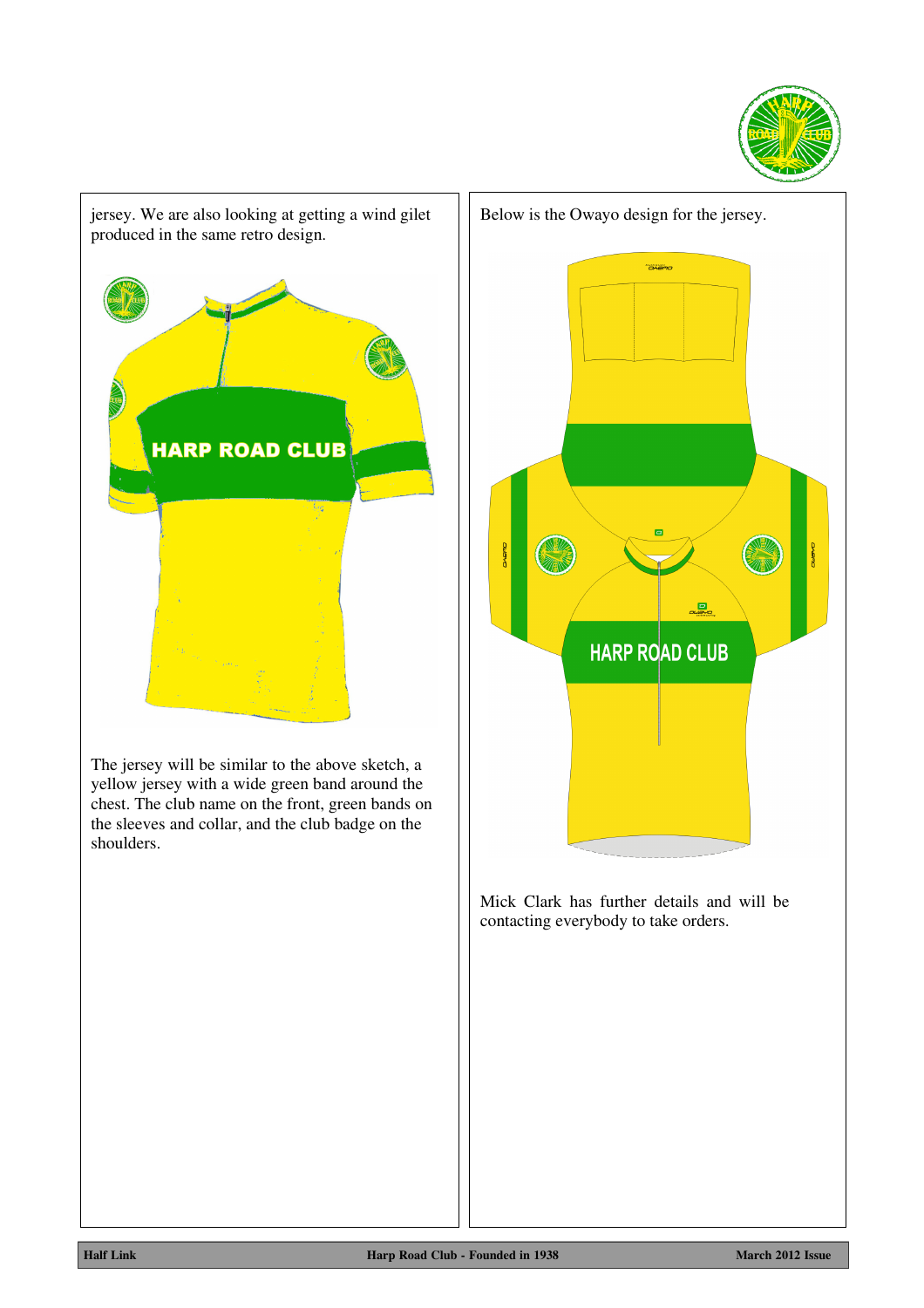jersey. We are also looking at getting a wind gilet produced in the same retro design.

HARP ROAD CLUB

The jersey will be similar to the above sketch, a yellow jersey with a wide green band around the chest. The club name on the front, green bands on the sleeves and collar, and the club badge on the shoulders.

Below is the Owayo design for the jersey.

HARP ROAD CLUB

Mick Clark has further details and will be contacting everybody to take orders.